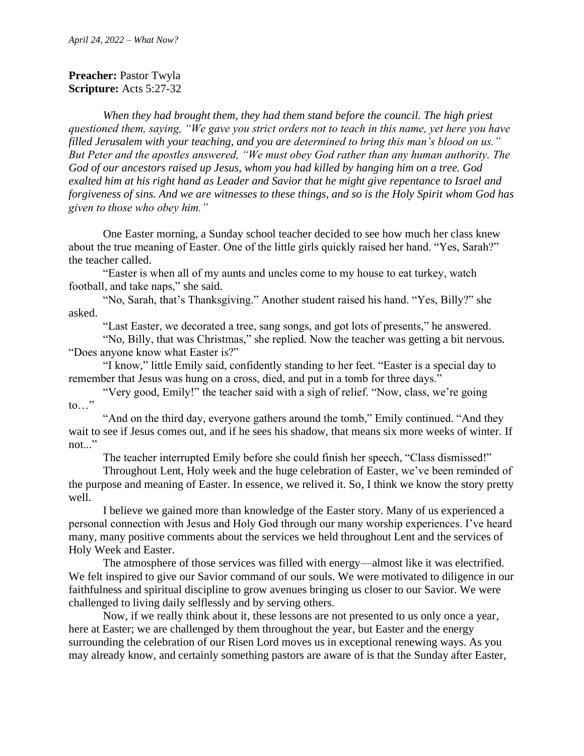*April 24, 2022 – What Now?*

**Preacher:** Pastor Twyla
**Scripture:** Acts 5:27-32

*When they had brought them, they had them stand before the council. The high priest questioned them, saying, "We gave you strict orders not to teach in this name, yet here you have filled Jerusalem with your teaching, and you are determined to bring this man's blood on us." But Peter and the apostles answered, "We must obey God rather than any human authority. The God of our ancestors raised up Jesus, whom you had killed by hanging him on a tree. God exalted him at his right hand as Leader and Savior that he might give repentance to Israel and forgiveness of sins. And we are witnesses to these things, and so is the Holy Spirit whom God has given to those who obey him."*

One Easter morning, a Sunday school teacher decided to see how much her class knew about the true meaning of Easter. One of the little girls quickly raised her hand. "Yes, Sarah?" the teacher called.

"Easter is when all of my aunts and uncles come to my house to eat turkey, watch football, and take naps," she said.

"No, Sarah, that's Thanksgiving." Another student raised his hand. "Yes, Billy?" she asked.

"Last Easter, we decorated a tree, sang songs, and got lots of presents," he answered.

"No, Billy, that was Christmas," she replied. Now the teacher was getting a bit nervous. "Does anyone know what Easter is?"

"I know," little Emily said, confidently standing to her feet. "Easter is a special day to remember that Jesus was hung on a cross, died, and put in a tomb for three days."

"Very good, Emily!" the teacher said with a sigh of relief. "Now, class, we're going to…"

"And on the third day, everyone gathers around the tomb," Emily continued. "And they wait to see if Jesus comes out, and if he sees his shadow, that means six more weeks of winter. If not..."

The teacher interrupted Emily before she could finish her speech, "Class dismissed!"

Throughout Lent, Holy week and the huge celebration of Easter, we've been reminded of the purpose and meaning of Easter. In essence, we relived it. So, I think we know the story pretty well.

I believe we gained more than knowledge of the Easter story. Many of us experienced a personal connection with Jesus and Holy God through our many worship experiences. I've heard many, many positive comments about the services we held throughout Lent and the services of Holy Week and Easter.

The atmosphere of those services was filled with energy—almost like it was electrified. We felt inspired to give our Savior command of our souls. We were motivated to diligence in our faithfulness and spiritual discipline to grow avenues bringing us closer to our Savior. We were challenged to living daily selflessly and by serving others.

Now, if we really think about it, these lessons are not presented to us only once a year, here at Easter; we are challenged by them throughout the year, but Easter and the energy surrounding the celebration of our Risen Lord moves us in exceptional renewing ways. As you may already know, and certainly something pastors are aware of is that the Sunday after Easter,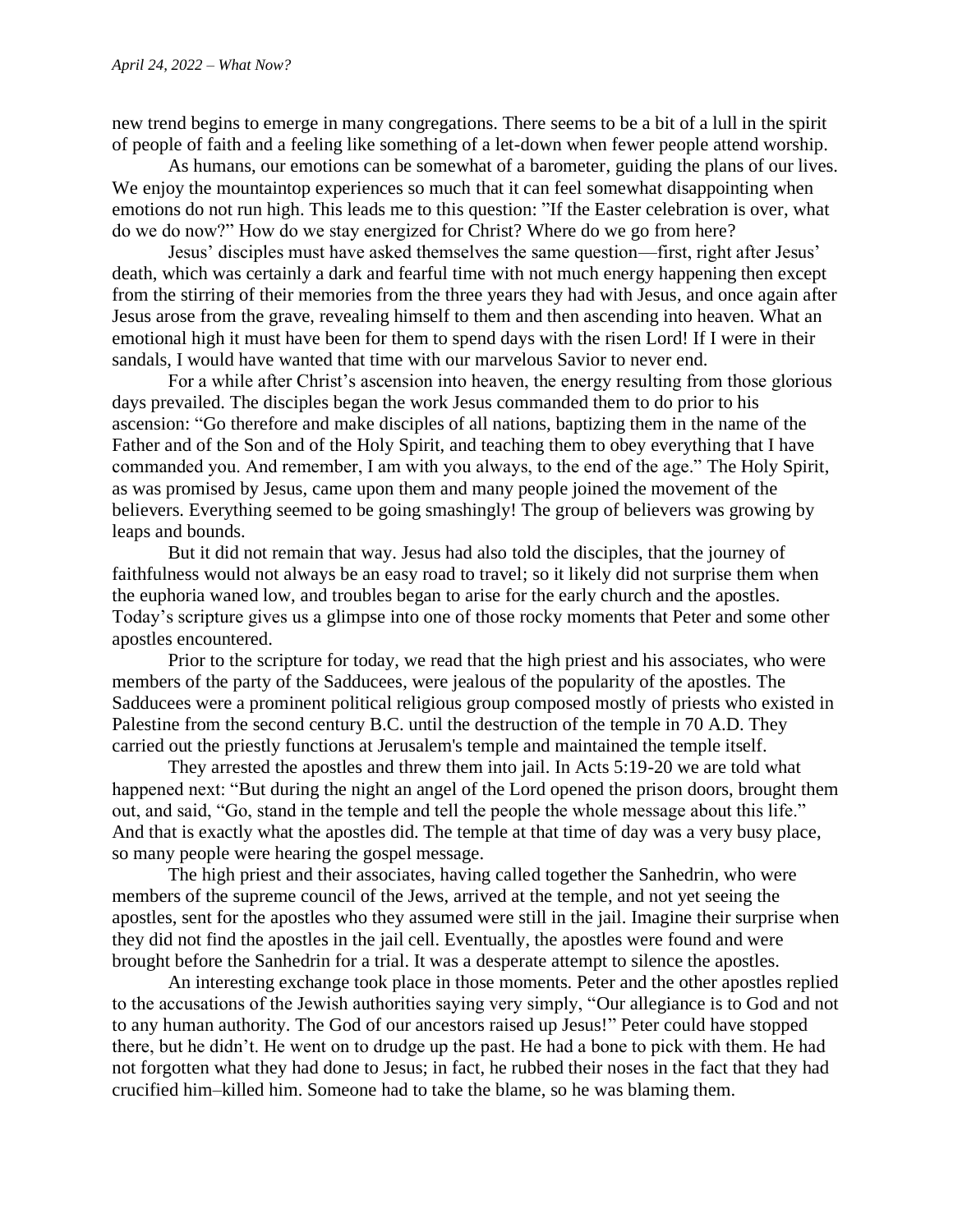new trend begins to emerge in many congregations. There seems to be a bit of a lull in the spirit of people of faith and a feeling like something of a let-down when fewer people attend worship.

As humans, our emotions can be somewhat of a barometer, guiding the plans of our lives. We enjoy the mountaintop experiences so much that it can feel somewhat disappointing when emotions do not run high. This leads me to this question: "If the Easter celebration is over, what do we do now?" How do we stay energized for Christ? Where do we go from here?

Jesus' disciples must have asked themselves the same question—first, right after Jesus' death, which was certainly a dark and fearful time with not much energy happening then except from the stirring of their memories from the three years they had with Jesus, and once again after Jesus arose from the grave, revealing himself to them and then ascending into heaven. What an emotional high it must have been for them to spend days with the risen Lord! If I were in their sandals, I would have wanted that time with our marvelous Savior to never end.

For a while after Christ's ascension into heaven, the energy resulting from those glorious days prevailed. The disciples began the work Jesus commanded them to do prior to his ascension: "Go therefore and make disciples of all nations, baptizing them in the name of the Father and of the Son and of the Holy Spirit, and teaching them to obey everything that I have commanded you. And remember, I am with you always, to the end of the age." The Holy Spirit, as was promised by Jesus, came upon them and many people joined the movement of the believers. Everything seemed to be going smashingly! The group of believers was growing by leaps and bounds.

But it did not remain that way. Jesus had also told the disciples, that the journey of faithfulness would not always be an easy road to travel; so it likely did not surprise them when the euphoria waned low, and troubles began to arise for the early church and the apostles. Today's scripture gives us a glimpse into one of those rocky moments that Peter and some other apostles encountered.

Prior to the scripture for today, we read that the high priest and his associates, who were members of the party of the Sadducees, were jealous of the popularity of the apostles. The Sadducees were a prominent political religious group composed mostly of priests who existed in Palestine from the second century B.C. until the destruction of the temple in 70 A.D. They carried out the priestly functions at Jerusalem's temple and maintained the temple itself.

They arrested the apostles and threw them into jail. In Acts 5:19-20 we are told what happened next: "But during the night an angel of the Lord opened the prison doors, brought them out, and said, "Go, stand in the temple and tell the people the whole message about this life." And that is exactly what the apostles did. The temple at that time of day was a very busy place, so many people were hearing the gospel message.

The high priest and their associates, having called together the Sanhedrin, who were members of the supreme council of the Jews, arrived at the temple, and not yet seeing the apostles, sent for the apostles who they assumed were still in the jail. Imagine their surprise when they did not find the apostles in the jail cell. Eventually, the apostles were found and were brought before the Sanhedrin for a trial. It was a desperate attempt to silence the apostles.

An interesting exchange took place in those moments. Peter and the other apostles replied to the accusations of the Jewish authorities saying very simply, "Our allegiance is to God and not to any human authority. The God of our ancestors raised up Jesus!" Peter could have stopped there, but he didn't. He went on to drudge up the past. He had a bone to pick with them. He had not forgotten what they had done to Jesus; in fact, he rubbed their noses in the fact that they had crucified him–killed him. Someone had to take the blame, so he was blaming them.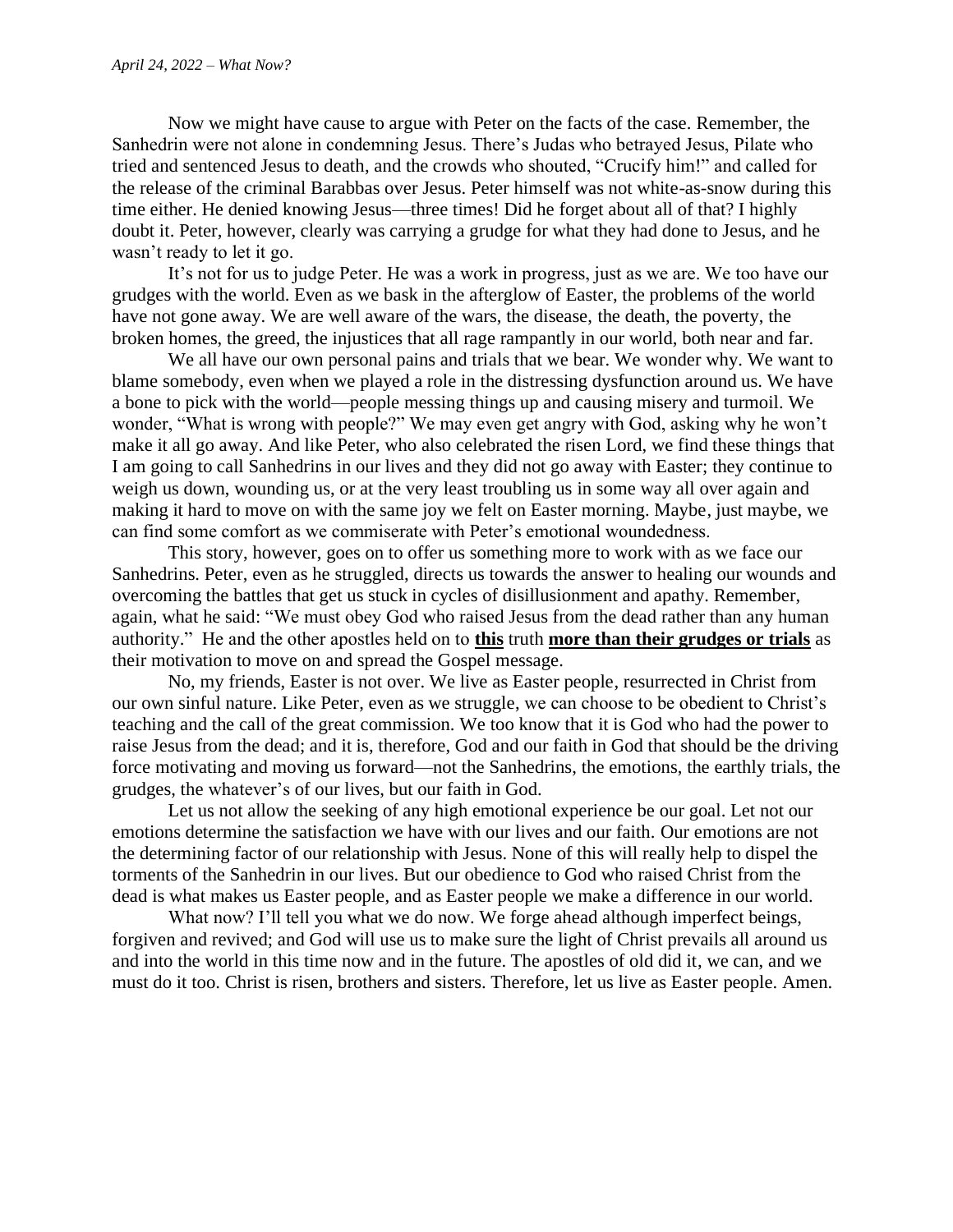Now we might have cause to argue with Peter on the facts of the case. Remember, the Sanhedrin were not alone in condemning Jesus. There's Judas who betrayed Jesus, Pilate who tried and sentenced Jesus to death, and the crowds who shouted, "Crucify him!" and called for the release of the criminal Barabbas over Jesus. Peter himself was not white-as-snow during this time either. He denied knowing Jesus—three times! Did he forget about all of that? I highly doubt it. Peter, however, clearly was carrying a grudge for what they had done to Jesus, and he wasn't ready to let it go.

It's not for us to judge Peter. He was a work in progress, just as we are. We too have our grudges with the world. Even as we bask in the afterglow of Easter, the problems of the world have not gone away. We are well aware of the wars, the disease, the death, the poverty, the broken homes, the greed, the injustices that all rage rampantly in our world, both near and far.

We all have our own personal pains and trials that we bear. We wonder why. We want to blame somebody, even when we played a role in the distressing dysfunction around us. We have a bone to pick with the world—people messing things up and causing misery and turmoil. We wonder, "What is wrong with people?" We may even get angry with God, asking why he won't make it all go away. And like Peter, who also celebrated the risen Lord, we find these things that I am going to call Sanhedrins in our lives and they did not go away with Easter; they continue to weigh us down, wounding us, or at the very least troubling us in some way all over again and making it hard to move on with the same joy we felt on Easter morning. Maybe, just maybe, we can find some comfort as we commiserate with Peter's emotional woundedness.

This story, however, goes on to offer us something more to work with as we face our Sanhedrins. Peter, even as he struggled, directs us towards the answer to healing our wounds and overcoming the battles that get us stuck in cycles of disillusionment and apathy. Remember, again, what he said: "We must obey God who raised Jesus from the dead rather than any human authority." He and the other apostles held on to <u>**this**</u> truth <u>**more than their grudges or trials**</u> as their motivation to move on and spread the Gospel message.

No, my friends, Easter is not over. We live as Easter people, resurrected in Christ from our own sinful nature. Like Peter, even as we struggle, we can choose to be obedient to Christ's teaching and the call of the great commission. We too know that it is God who had the power to raise Jesus from the dead; and it is, therefore, God and our faith in God that should be the driving force motivating and moving us forward—not the Sanhedrins, the emotions, the earthly trials, the grudges, the whatever's of our lives, but our faith in God.

Let us not allow the seeking of any high emotional experience be our goal. Let not our emotions determine the satisfaction we have with our lives and our faith. Our emotions are not the determining factor of our relationship with Jesus. None of this will really help to dispel the torments of the Sanhedrin in our lives. But our obedience to God who raised Christ from the dead is what makes us Easter people, and as Easter people we make a difference in our world.

What now? I'll tell you what we do now. We forge ahead although imperfect beings, forgiven and revived; and God will use us to make sure the light of Christ prevails all around us and into the world in this time now and in the future. The apostles of old did it, we can, and we must do it too. Christ is risen, brothers and sisters. Therefore, let us live as Easter people. Amen.